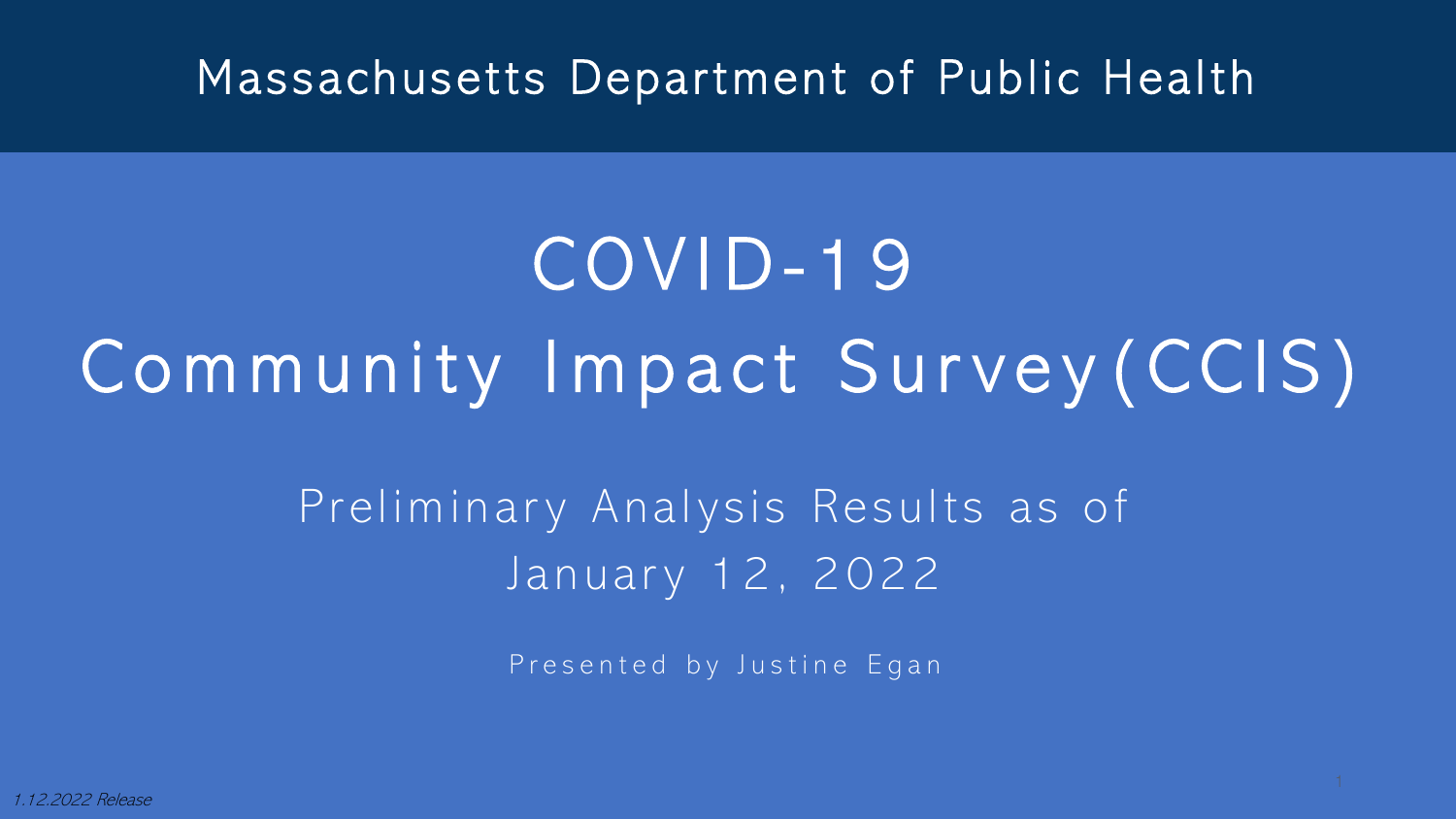Massachusetts Department of Public Health

# COVID-19 Community Impact Survey(CCIS)

## Preliminary Analysis Results as of January 12, 2022

Presented by Justine Egan

*1.12.2022 Release*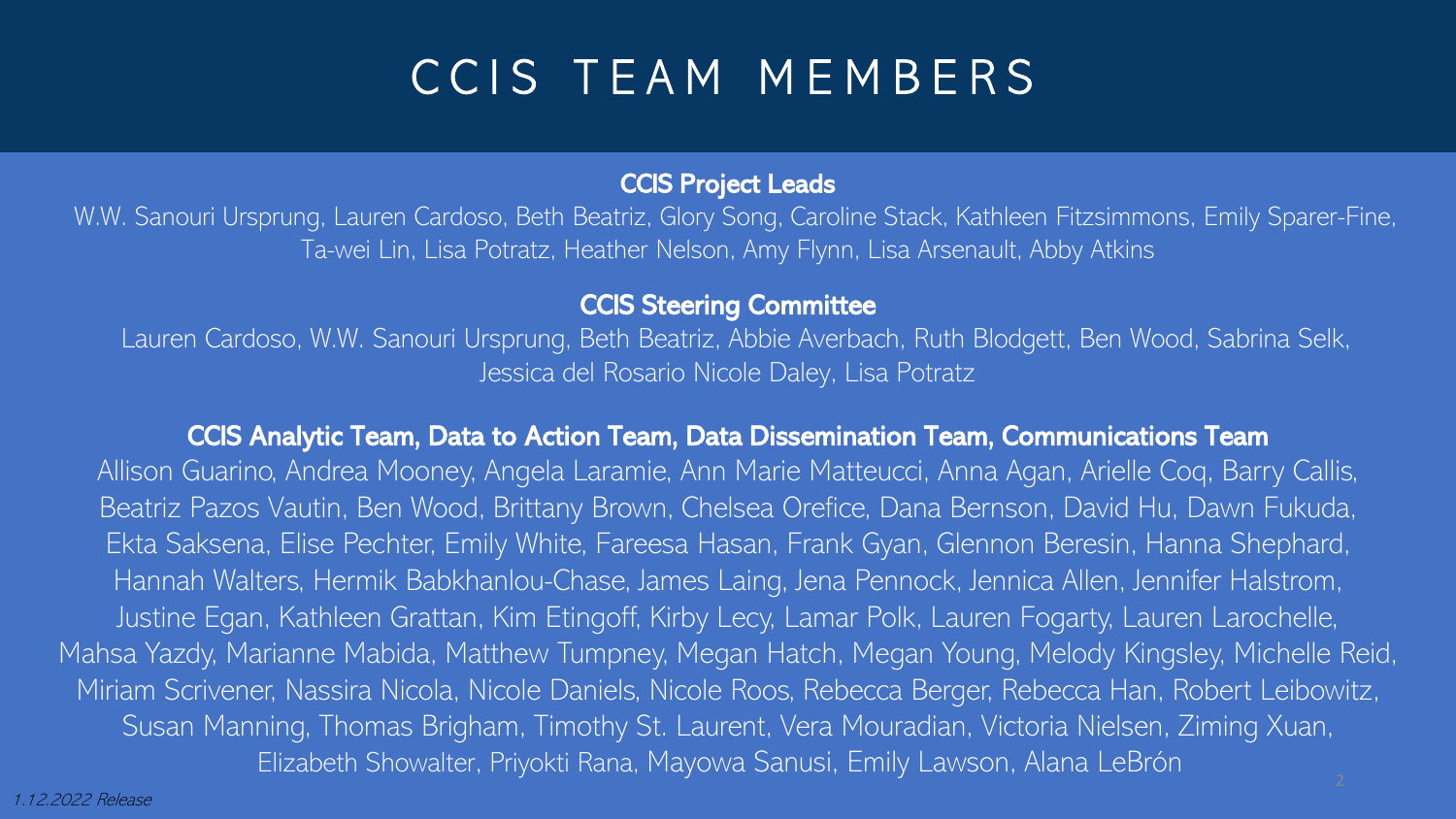# CCIS TEAM MEMBERS

**CCIS Project Leads**

W.W. Sanouri Ursprung, Lauren Cardoso, Beth Beatriz, Glory Song, Caroline Stack, Kathleen Fitzsimmons, Emily Sparer-Fine, Ta-wei Lin, Lisa Potratz, Heather Nelson, Amy Flynn, Lisa Arsenault, Abby Atkins

**CCIS Steering Committee**

Lauren Cardoso, W.W. Sanouri Ursprung, Beth Beatriz, Abbie Averbach, Ruth Blodgett, Ben Wood, Sabrina Selk, Jessica del Rosario Nicole Daley, Lisa Potratz

**CCIS Analytic Team, Data to Action Team, Data Dissemination Team, Communications Team**

Allison Guarino, Andrea Mooney, Angela Laramie, Ann Marie Matteucci, Anna Agan, Arielle Coq, Barry Callis, Beatriz Pazos Vautin, Ben Wood, Brittany Brown, Chelsea Orefice, Dana Bernson, David Hu, Dawn Fukuda, Ekta Saksena, Elise Pechter, Emily White, Fareesa Hasan, Frank Gyan, Glennon Beresin, Hanna Shephard, Hannah Walters, Hermik Babkhanlou-Chase, James Laing, Jena Pennock, Jennica Allen, Jennifer Halstrom, Justine Egan, Kathleen Grattan, Kim Etingoff, Kirby Lecy, Lamar Polk, Lauren Fogarty, Lauren Larochelle, Mahsa Yazdy, Marianne Mabida, Matthew Tumpney, Megan Hatch, Megan Young, Melody Kingsley, Michelle Reid, Miriam Scrivener, Nassira Nicola, Nicole Daniels, Nicole Roos, Rebecca Berger, Rebecca Han, Robert Leibowitz, Susan Manning, Thomas Brigham, Timothy St. Laurent, Vera Mouradian, Victoria Nielsen, Ziming Xuan, Elizabeth Showalter, Priyokti Rana, Mayowa Sanusi, Emily Lawson, Alana LeBrón

*1.12.2022 Release*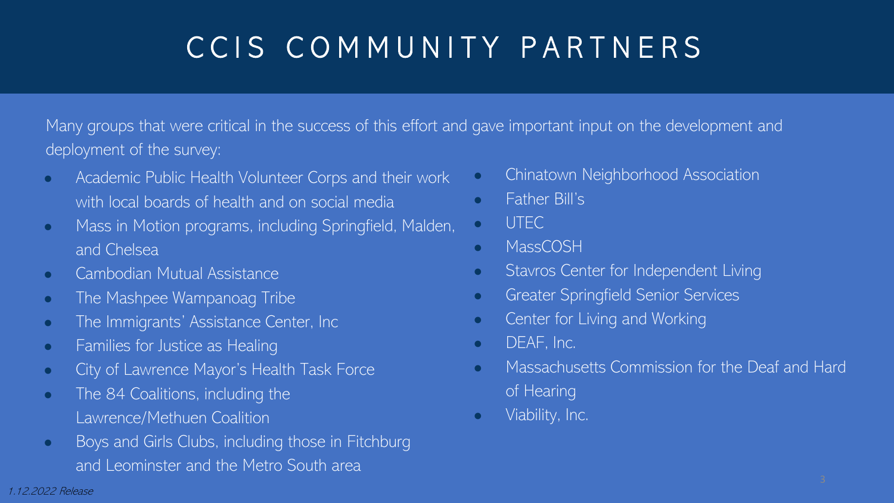# CCIS COMMUNITY PARTNERS

Many groups that were critical in the success of this effort and gave important input on the development and deployment of the survey:

- Academic Public Health Volunteer Corps and their work with local boards of health and on social media
- Mass in Motion programs, including Springfield, Malden, and Chelsea
- Cambodian Mutual Assistance
- The Mashpee Wampanoag Tribe
- The Immigrants' Assistance Center, Inc
- Families for Justice as Healing
- City of Lawrence Mayor's Health Task Force
- The 84 Coalitions, including the Lawrence/Methuen Coalition
- Boys and Girls Clubs, including those in Fitchburg and Leominster and the Metro South area
- Chinatown Neighborhood Association
- Father Bill's
- UTEC
- MassCOSH
- Stavros Center for Independent Living
- Greater Springfield Senior Services
- Center for Living and Working
- DEAF, Inc.
- Massachusetts Commission for the Deaf and Hard of Hearing
- Viability, Inc.

*1.12.2022 Release*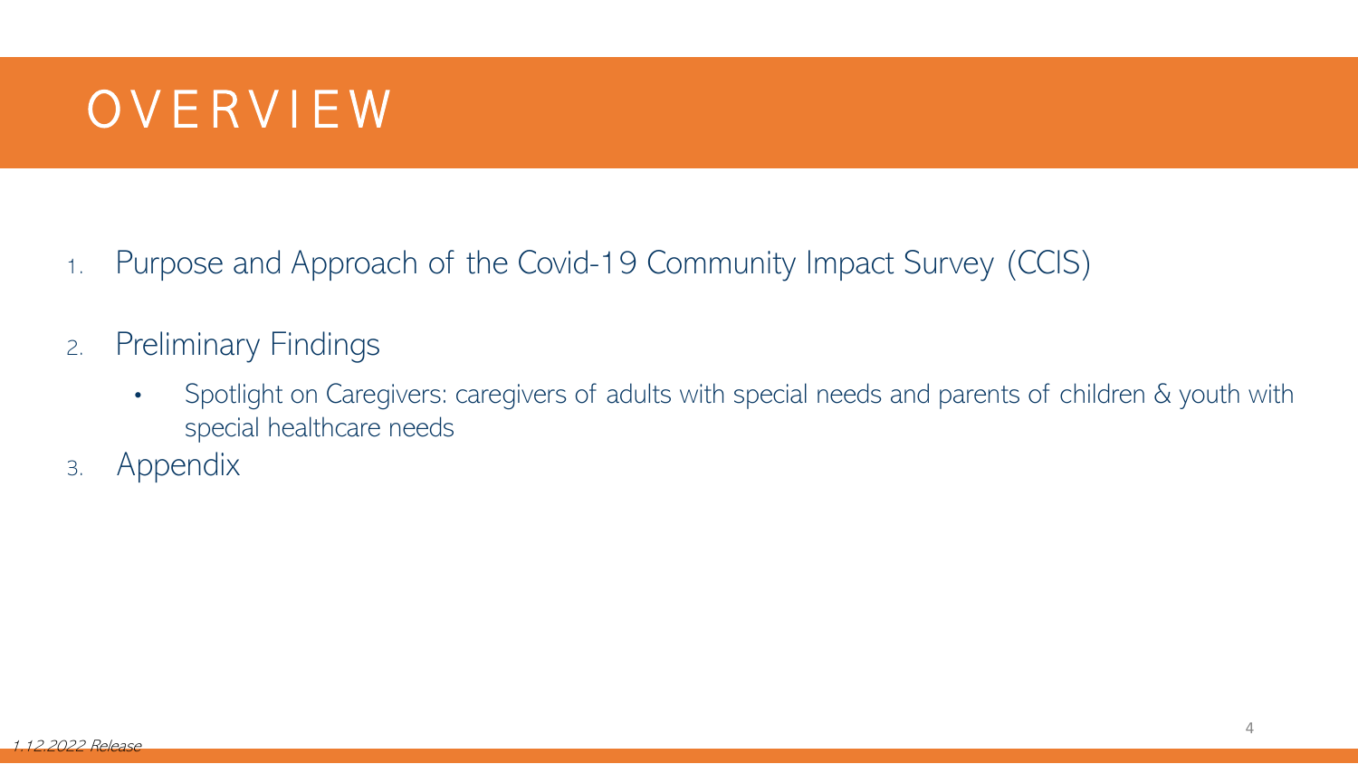# OVERVIEW

1. Purpose and Approach of the Covid-19 Community Impact Survey (CCIS)
2. Preliminary Findings
   - Spotlight on Caregivers: caregivers of adults with special needs and parents of children & youth with special healthcare needs
3. Appendix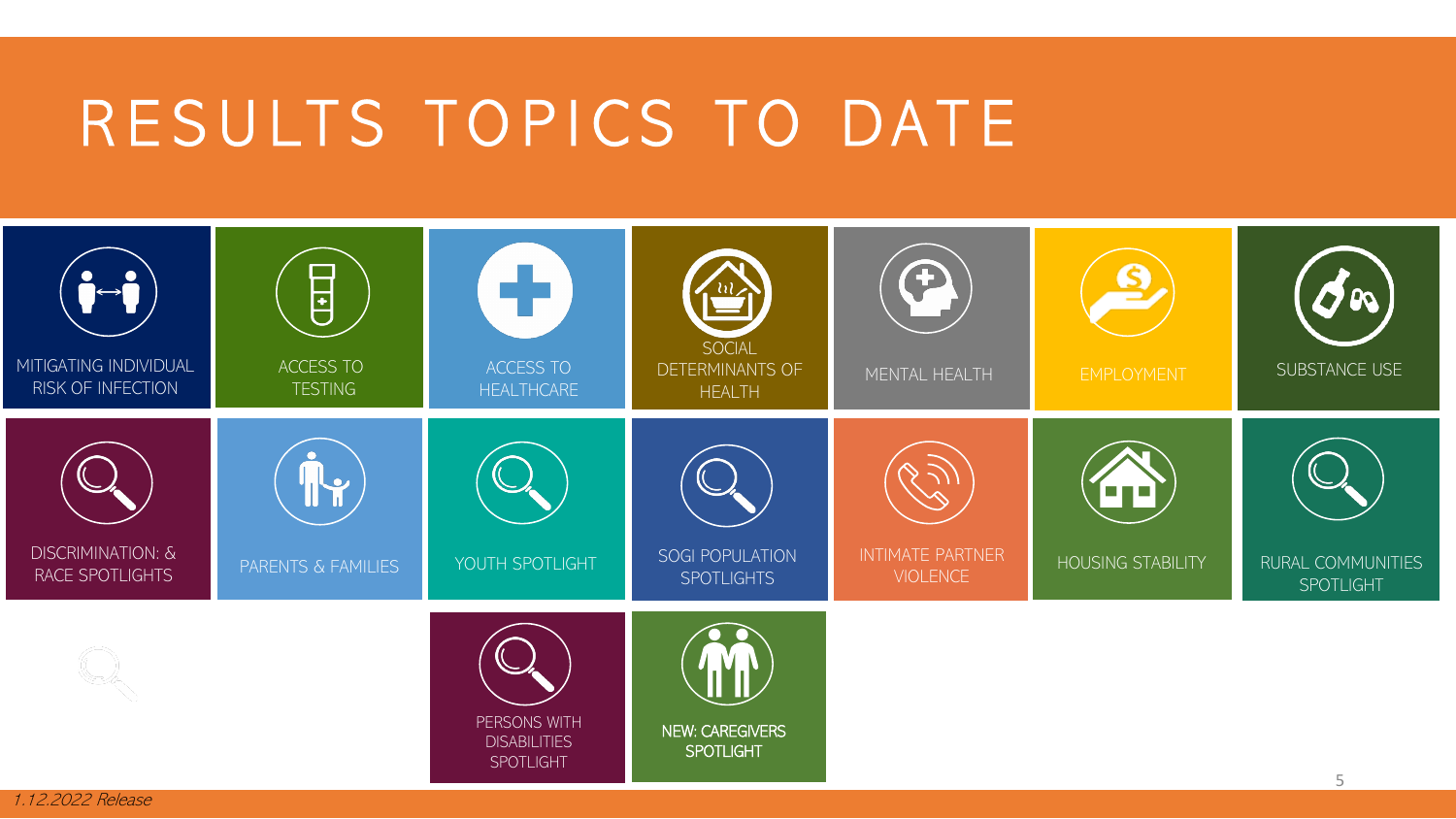# RESULTS TOPICS TO DATE

- MITIGATING INDIVIDUAL RISK OF INFECTION
- ACCESS TO TESTING
- ACCESS TO HEALTHCARE
- SOCIAL DETERMINANTS OF HEALTH
- MENTAL HEALTH
- EMPLOYMENT
- SUBSTANCE USE
- DISCRIMINATION: & RACE SPOTLIGHTS
- PARENTS & FAMILIES
- YOUTH SPOTLIGHT
- SOGI POPULATION SPOTLIGHTS
- INTIMATE PARTNER VIOLENCE
- HOUSING STABILITY
- RURAL COMMUNITIES SPOTLIGHT
- PERSONS WITH DISABILITIES SPOTLIGHT
- NEW: CAREGIVERS SPOTLIGHT

*1.12.2022 Release*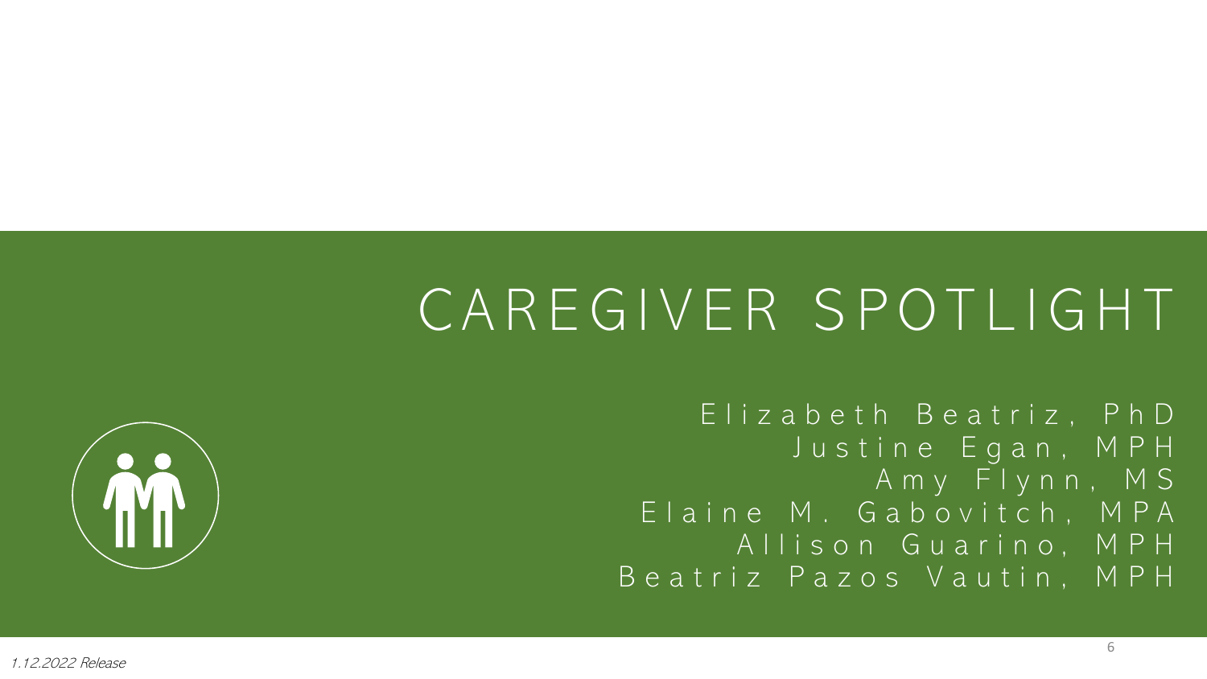# CAREGIVER SPOTLIGHT

Elizabeth Beatriz, PhD
Justine Egan, MPH
Amy Flynn, MS
Elaine M. Gabovitch, MPA
Allison Guarino, MPH
Beatriz Pazos Vautin, MPH

*1.12.2022 Release*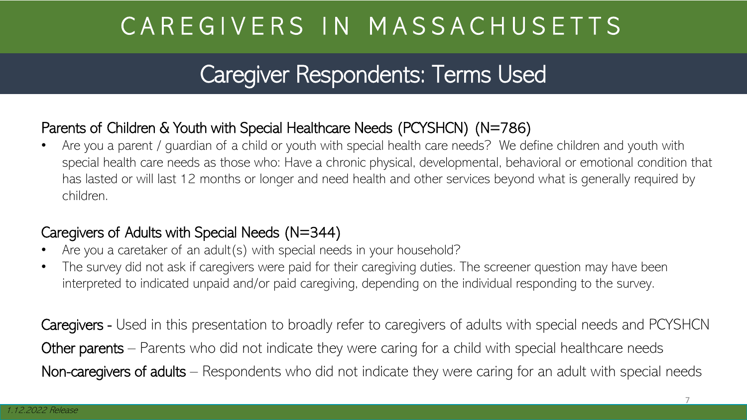# CAREGIVERS IN MASSACHUSETTS

## Caregiver Respondents: Terms Used

### Parents of Children & Youth with Special Healthcare Needs (PCYSHCN) (N=786)

- Are you a parent / guardian of a child or youth with special health care needs? We define children and youth with special health care needs as those who: Have a chronic physical, developmental, behavioral or emotional condition that has lasted or will last 12 months or longer and need health and other services beyond what is generally required by children.

### Caregivers of Adults with Special Needs (N=344)

- Are you a caretaker of an adult(s) with special needs in your household?
- The survey did not ask if caregivers were paid for their caregiving duties. The screener question may have been interpreted to indicated unpaid and/or paid caregiving, depending on the individual responding to the survey.

**Caregivers** - Used in this presentation to broadly refer to caregivers of adults with special needs and PCYSHCN

**Other parents** – Parents who did not indicate they were caring for a child with special healthcare needs

**Non-caregivers of adults** – Respondents who did not indicate they were caring for an adult with special needs

*1.12.2022 Release*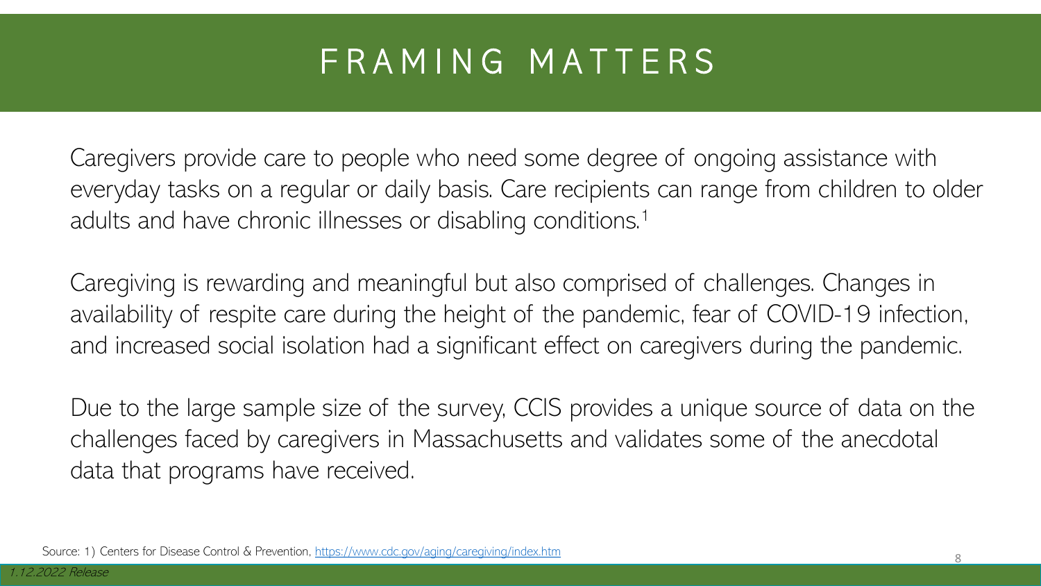# FRAMING MATTERS

Caregivers provide care to people who need some degree of ongoing assistance with everyday tasks on a regular or daily basis. Care recipients can range from children to older adults and have chronic illnesses or disabling conditions.[1]

Caregiving is rewarding and meaningful but also comprised of challenges. Changes in availability of respite care during the height of the pandemic, fear of COVID-19 infection, and increased social isolation had a significant effect on caregivers during the pandemic.

Due to the large sample size of the survey, CCIS provides a unique source of data on the challenges faced by caregivers in Massachusetts and validates some of the anecdotal data that programs have received.

Source: 1) Centers for Disease Control & Prevention, https://www.cdc.gov/aging/caregiving/index.htm

*1.12.2022 Release*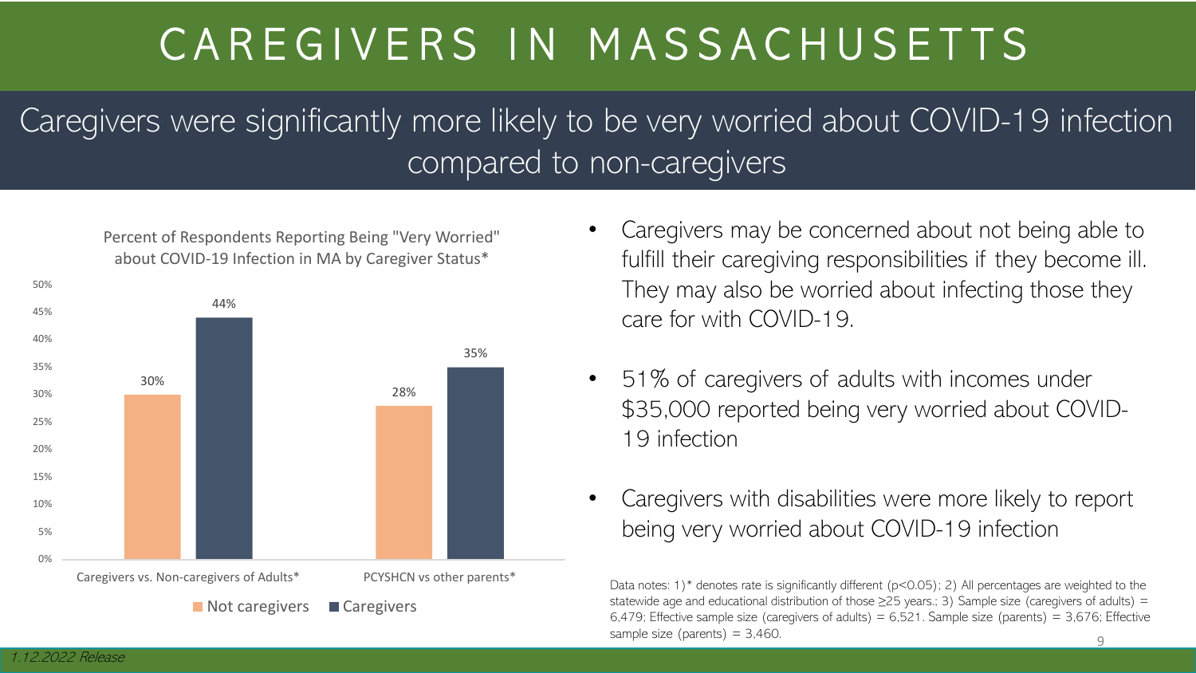# CAREGIVERS IN MASSACHUSETTS

## Caregivers were significantly more likely to be very worried about COVID-19 infection compared to non-caregivers

Percent of Respondents Reporting Being "Very Worried" about COVID-19 Infection in MA by Caregiver Status*

| | Not caregivers | Caregivers |
|---|---|---|
| Caregivers vs. Non-caregivers of Adults* | 30% | 44% |
| PCYSHCN vs other parents* | 28% | 35% |

- Caregivers may be concerned about not being able to fulfill their caregiving responsibilities if they become ill. They may also be worried about infecting those they care for with COVID-19.
- 51% of caregivers of adults with incomes under $35,000 reported being very worried about COVID-19 infection
- Caregivers with disabilities were more likely to report being very worried about COVID-19 infection

Data notes: 1)* denotes rate is significantly different ($p<0.05$); 2) All percentages are weighted to the statewide age and educational distribution of those ≥25 years.; 3) Sample size (caregivers of adults) = 6,479; Effective sample size (caregivers of adults) = 6,521. Sample size (parents) = 3,676; Effective sample size (parents) = 3,460.

*1.12.2022 Release*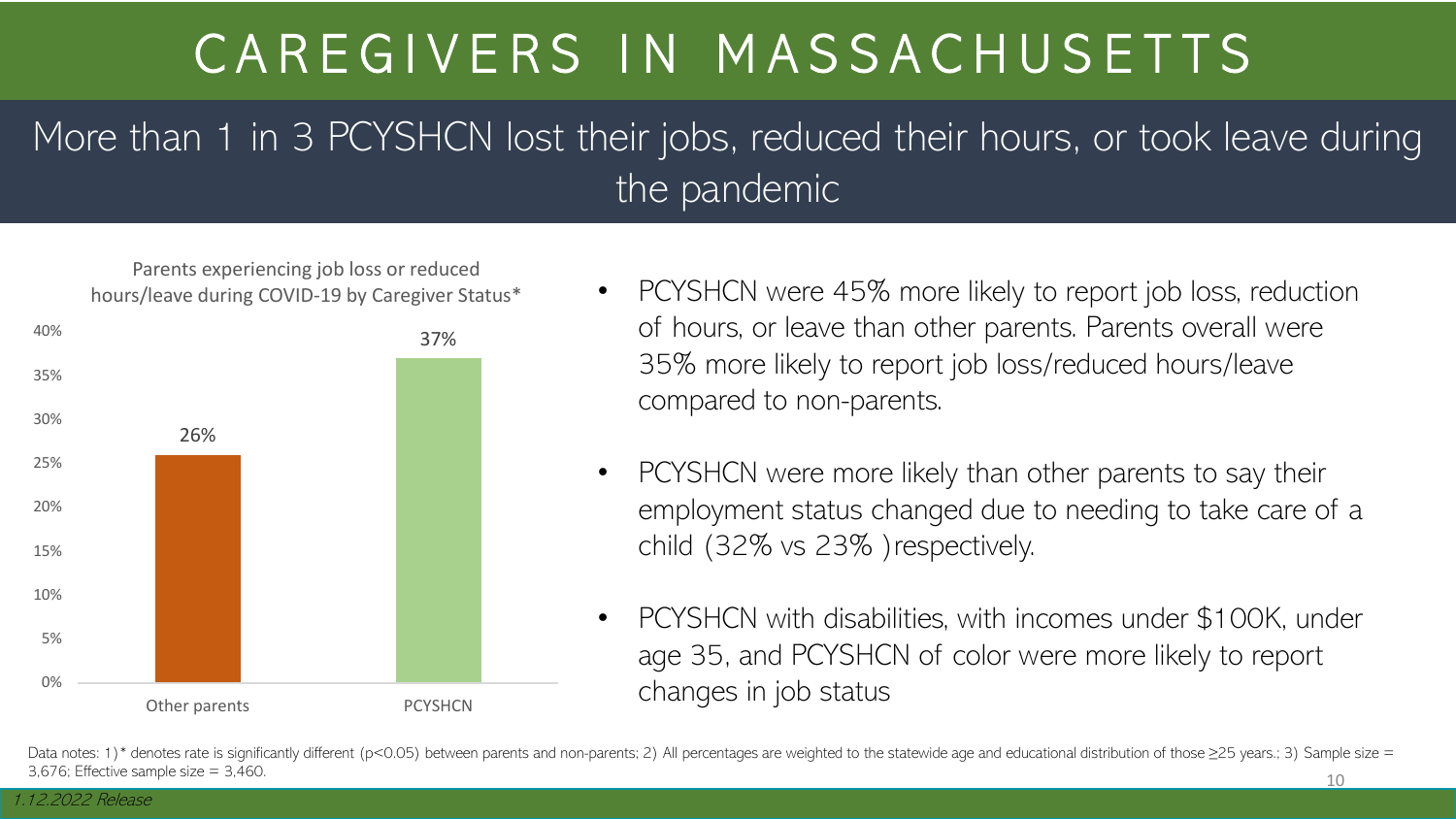# CAREGIVERS IN MASSACHUSETTS

## More than 1 in 3 PCYSHCN lost their jobs, reduced their hours, or took leave during the pandemic

Parents experiencing job loss or reduced hours/leave during COVID-19 by Caregiver Status*

| Caregiver Status | Percent |
| --- | --- |
| Other parents | 26% |
| PCYSHCN | 37% |

- PCYSHCN were 45% more likely to report job loss, reduction of hours, or leave than other parents. Parents overall were 35% more likely to report job loss/reduced hours/leave compared to non-parents.
- PCYSHCN were more likely than other parents to say their employment status changed due to needing to take care of a child (32% vs 23% )respectively.
- PCYSHCN with disabilities, with incomes under $100K, under age 35, and PCYSHCN of color were more likely to report changes in job status

Data notes: 1)* denotes rate is significantly different ($p<0.05$) between parents and non-parents; 2) All percentages are weighted to the statewide age and educational distribution of those ≥25 years.; 3) Sample size = 3,676; Effective sample size = 3,460.

*1.12.2022 Release*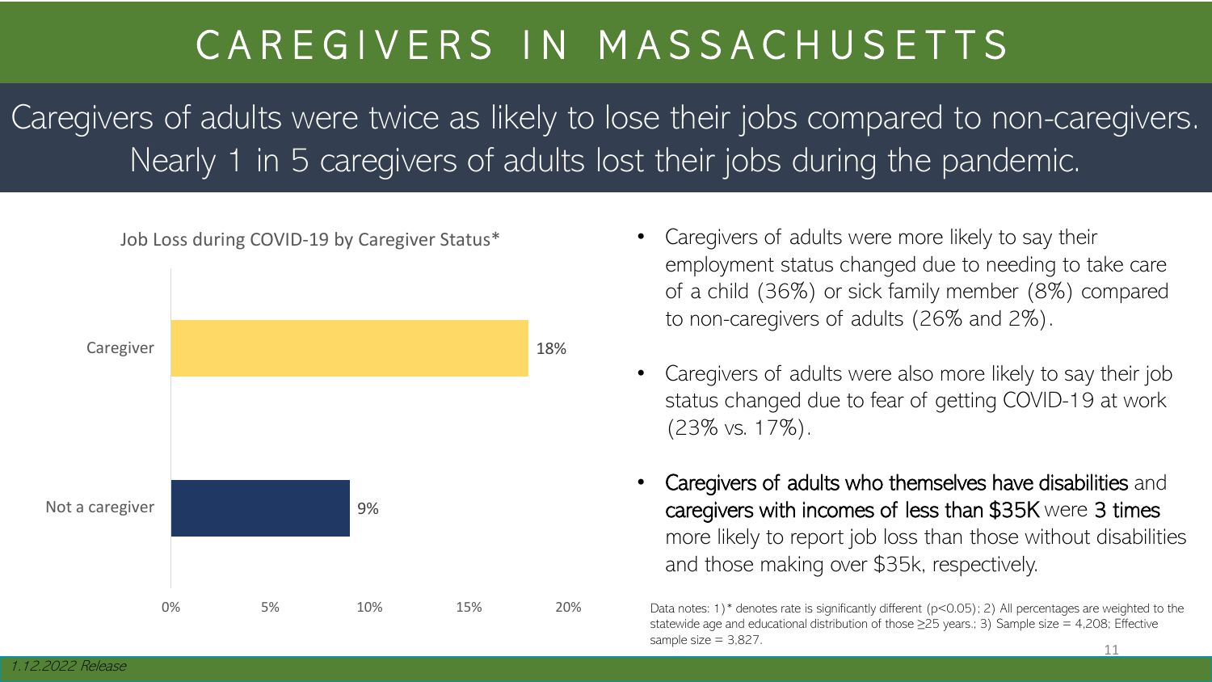# CAREGIVERS IN MASSACHUSETTS

## Caregivers of adults were twice as likely to lose their jobs compared to non-caregivers. Nearly 1 in 5 caregivers of adults lost their jobs during the pandemic.

Job Loss during COVID-19 by Caregiver Status*

| Caregiver Status | Job Loss |
|---|---|
| Caregiver | 18% |
| Not a caregiver | 9% |

- Caregivers of adults were more likely to say their employment status changed due to needing to take care of a child (36%) or sick family member (8%) compared to non-caregivers of adults (26% and 2%).
- Caregivers of adults were also more likely to say their job status changed due to fear of getting COVID-19 at work (23% vs. 17%).
- Caregivers of adults who themselves have disabilities and caregivers with incomes of less than $35K were 3 times more likely to report job loss than those without disabilities and those making over $35k, respectively.

Data notes: 1)* denotes rate is significantly different ($p<0.05$); 2) All percentages are weighted to the statewide age and educational distribution of those ≥25 years.; 3) Sample size = 4,208; Effective sample size = 3,827.

*1.12.2022 Release*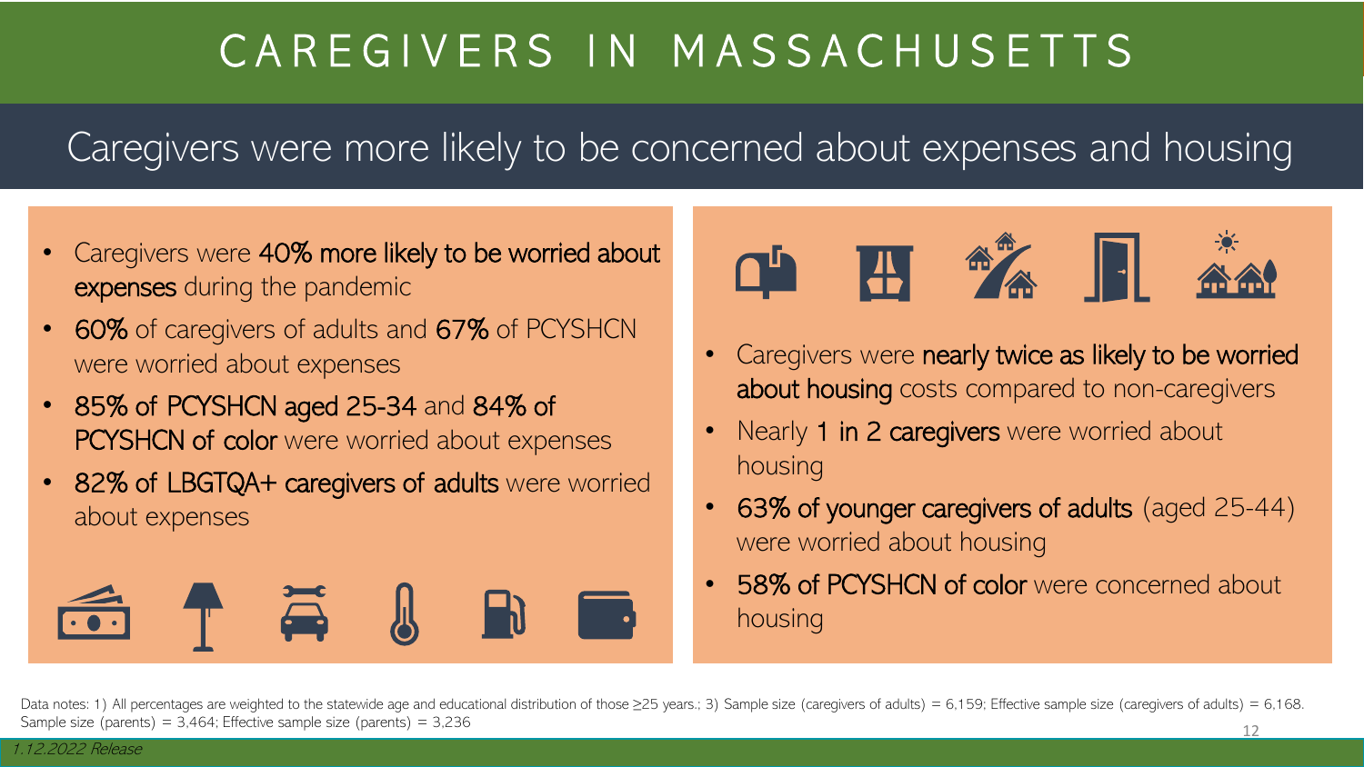# CAREGIVERS IN MASSACHUSETTS

## Caregivers were more likely to be concerned about expenses and housing

- Caregivers were **40% more likely to be worried about expenses** during the pandemic
- **60%** of caregivers of adults and **67%** of PCYSHCN were worried about expenses
- **85% of PCYSHCN aged 25-34** and **84% of PCYSHCN of color** were worried about expenses
- **82% of LBGTQA+ caregivers of adults** were worried about expenses

- Caregivers were **nearly twice as likely to be worried about housing** costs compared to non-caregivers
- Nearly **1 in 2 caregivers** were worried about housing
- **63% of younger caregivers of adults** (aged 25-44) were worried about housing
- **58% of PCYSHCN of color** were concerned about housing

Data notes: 1) All percentages are weighted to the statewide age and educational distribution of those ≥25 years.; 3) Sample size (caregivers of adults) = 6,159; Effective sample size (caregivers of adults) = 6,168. Sample size (parents) = 3,464; Effective sample size (parents) = 3,236

*1.12.2022 Release*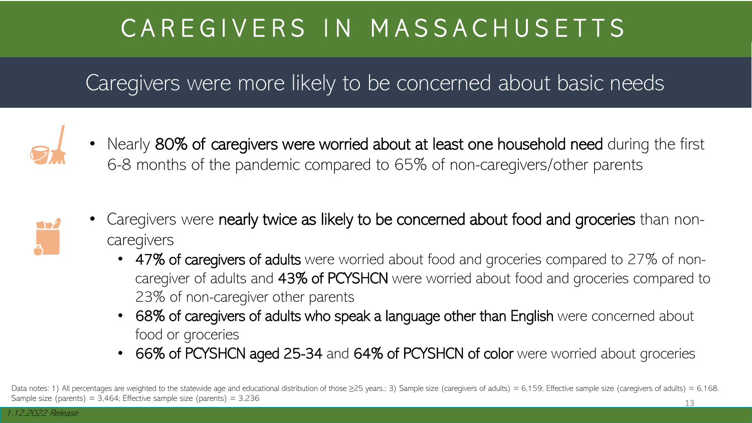# CAREGIVERS IN MASSACHUSETTS

## Caregivers were more likely to be concerned about basic needs

- Nearly **80% of caregivers were worried about at least one household need** during the first 6-8 months of the pandemic compared to 65% of non-caregivers/other parents

- Caregivers were **nearly twice as likely to be concerned about food and groceries** than non-caregivers
  - **47% of caregivers of adults** were worried about food and groceries compared to 27% of non-caregiver of adults and **43% of PCYSHCN** were worried about food and groceries compared to 23% of non-caregiver other parents
  - **68% of caregivers of adults who speak a language other than English** were concerned about food or groceries
  - **66% of PCYSHCN aged 25-34** and **64% of PCYSHCN of color** were worried about groceries

Data notes: 1) All percentages are weighted to the statewide age and educational distribution of those ≥25 years.; 3) Sample size (caregivers of adults) = 6,159; Effective sample size (caregivers of adults) = 6,168. Sample size (parents) = 3,464; Effective sample size (parents) = 3,236

*1.12.2022 Release*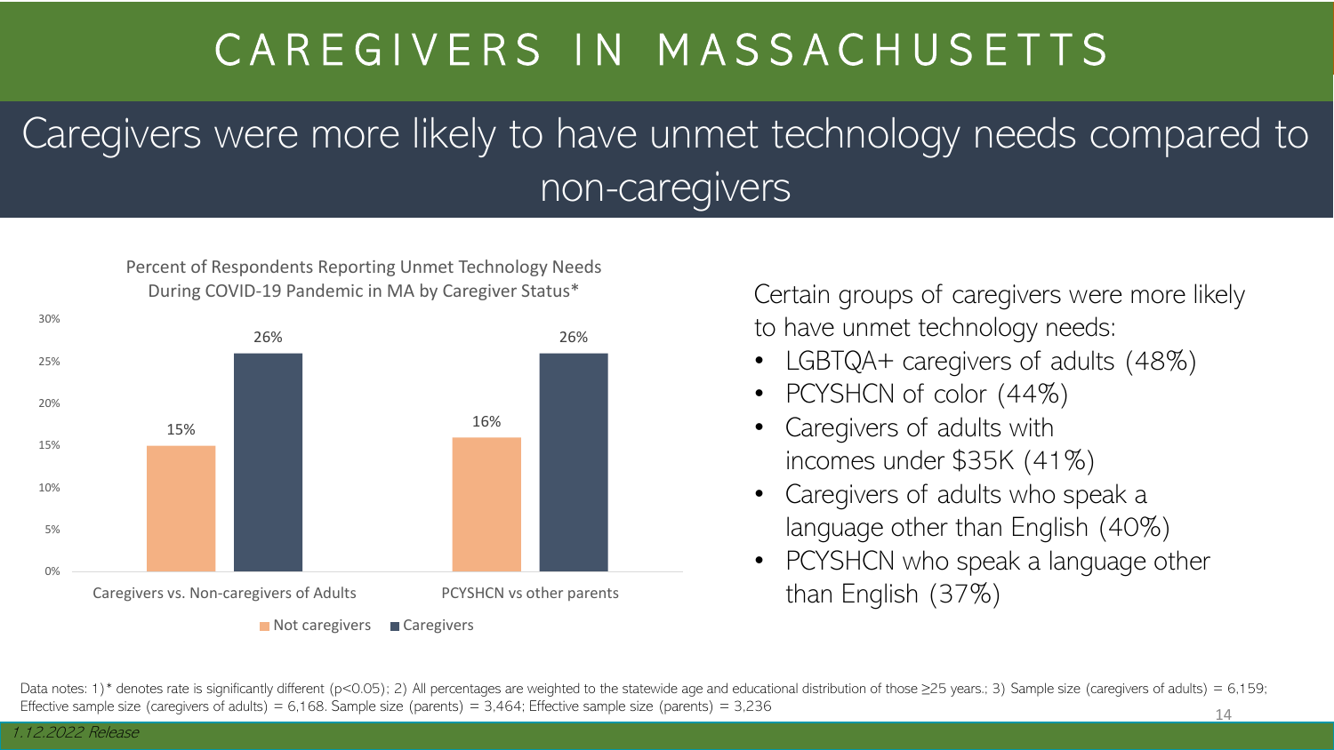# CAREGIVERS IN MASSACHUSETTS

## Caregivers were more likely to have unmet technology needs compared to non-caregivers

Percent of Respondents Reporting Unmet Technology Needs During COVID-19 Pandemic in MA by Caregiver Status*

| | Not caregivers | Caregivers |
|---|---|---|
| Caregivers vs. Non-caregivers of Adults | 15% | 26% |
| PCYSHCN vs other parents | 16% | 26% |

Certain groups of caregivers were more likely to have unmet technology needs:

- LGBTQA+ caregivers of adults (48%)
- PCYSHCN of color (44%)
- Caregivers of adults with incomes under $35K (41%)
- Caregivers of adults who speak a language other than English (40%)
- PCYSHCN who speak a language other than English (37%)

Data notes: 1)* denotes rate is significantly different ($p<0.05$); 2) All percentages are weighted to the statewide age and educational distribution of those ≥25 years.; 3) Sample size (caregivers of adults) = 6,159; Effective sample size (caregivers of adults) = 6,168. Sample size (parents) = 3,464; Effective sample size (parents) = 3,236

*1.12.2022 Release*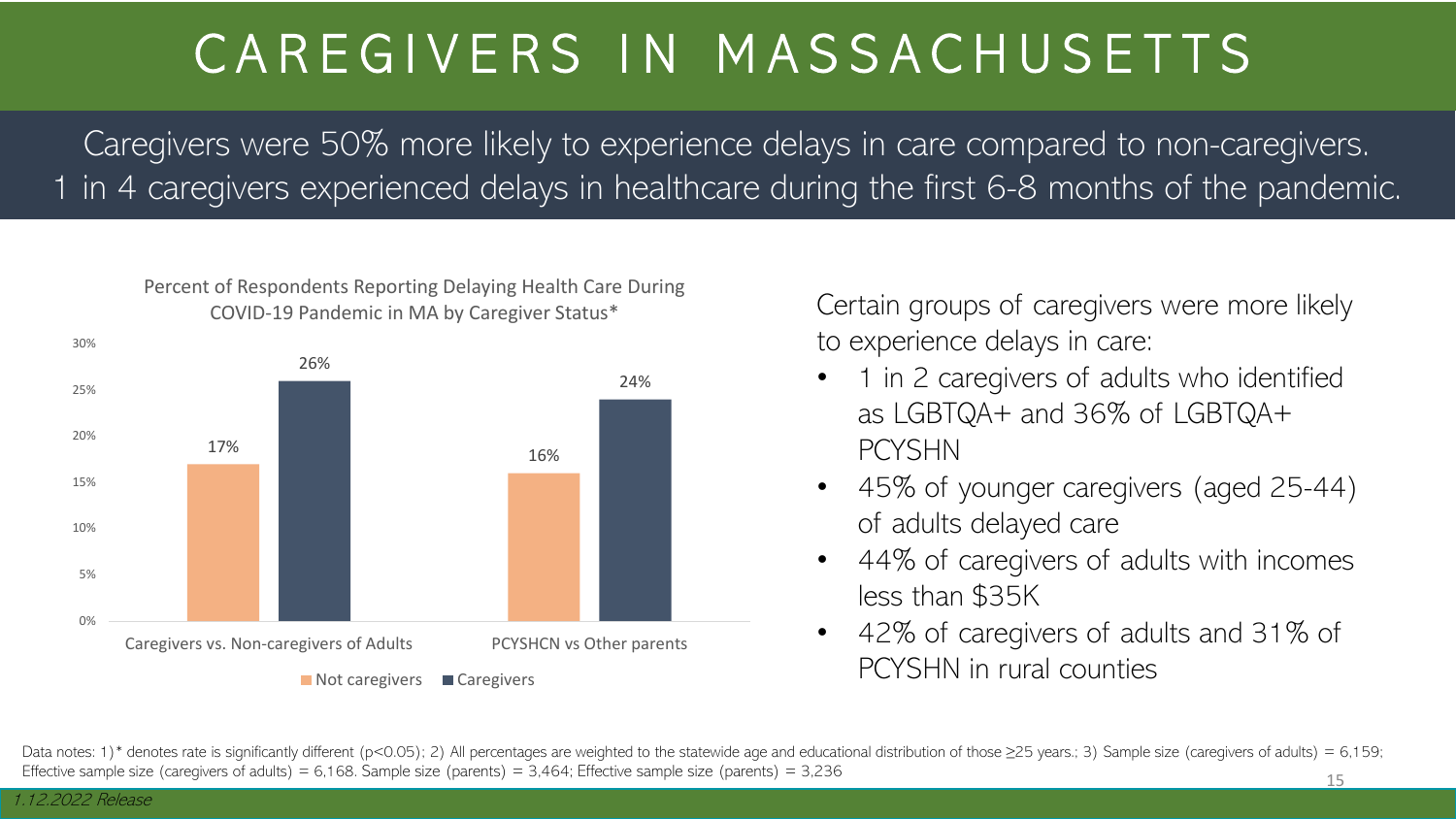# CAREGIVERS IN MASSACHUSETTS

Caregivers were 50% more likely to experience delays in care compared to non-caregivers.
1 in 4 caregivers experienced delays in healthcare during the first 6-8 months of the pandemic.

Percent of Respondents Reporting Delaying Health Care During COVID-19 Pandemic in MA by Caregiver Status*

| | Not caregivers | Caregivers |
|---|---|---|
| Caregivers vs. Non-caregivers of Adults | 17% | 26% |
| PCYSHCN vs Other parents | 16% | 24% |

Certain groups of caregivers were more likely to experience delays in care:

- 1 in 2 caregivers of adults who identified as LGBTQA+ and 36% of LGBTQA+ PCYSHN
- 45% of younger caregivers (aged 25-44) of adults delayed care
- 44% of caregivers of adults with incomes less than $35K
- 42% of caregivers of adults and 31% of PCYSHN in rural counties

Data notes: 1)* denotes rate is significantly different ($p<0.05$); 2) All percentages are weighted to the statewide age and educational distribution of those ≥25 years.; 3) Sample size (caregivers of adults) = 6,159; Effective sample size (caregivers of adults) = 6,168. Sample size (parents) = 3,464; Effective sample size (parents) = 3,236

*1.12.2022 Release*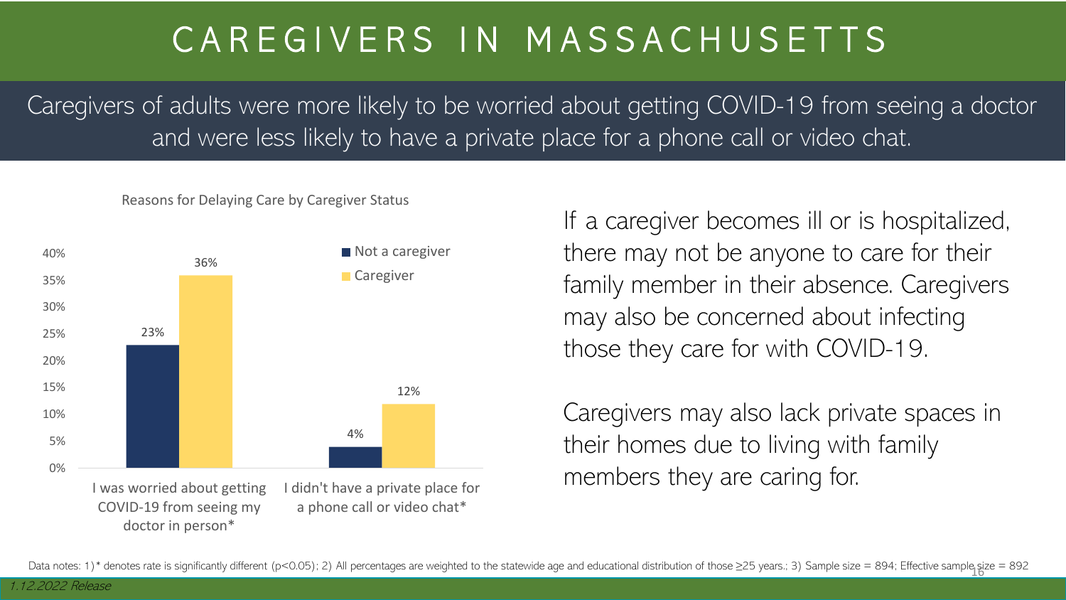# CAREGIVERS IN MASSACHUSETTS

## Caregivers of adults were more likely to be worried about getting COVID-19 from seeing a doctor and were less likely to have a private place for a phone call or video chat.

**Reasons for Delaying Care by Caregiver Status**

| Reason | Not a caregiver | Caregiver |
| --- | --- | --- |
| I was worried about getting COVID-19 from seeing my doctor in person* | 23% | 36% |
| I didn't have a private place for a phone call or video chat* | 4% | 12% |

If a caregiver becomes ill or is hospitalized, there may not be anyone to care for their family member in their absence. Caregivers may also be concerned about infecting those they care for with COVID-19.

Caregivers may also lack private spaces in their homes due to living with family members they are caring for.

Data notes: 1) * denotes rate is significantly different ($p<0.05$); 2) All percentages are weighted to the statewide age and educational distribution of those ≥25 years.; 3) Sample size = 894; Effective sample size = 892

*1.12.2022 Release*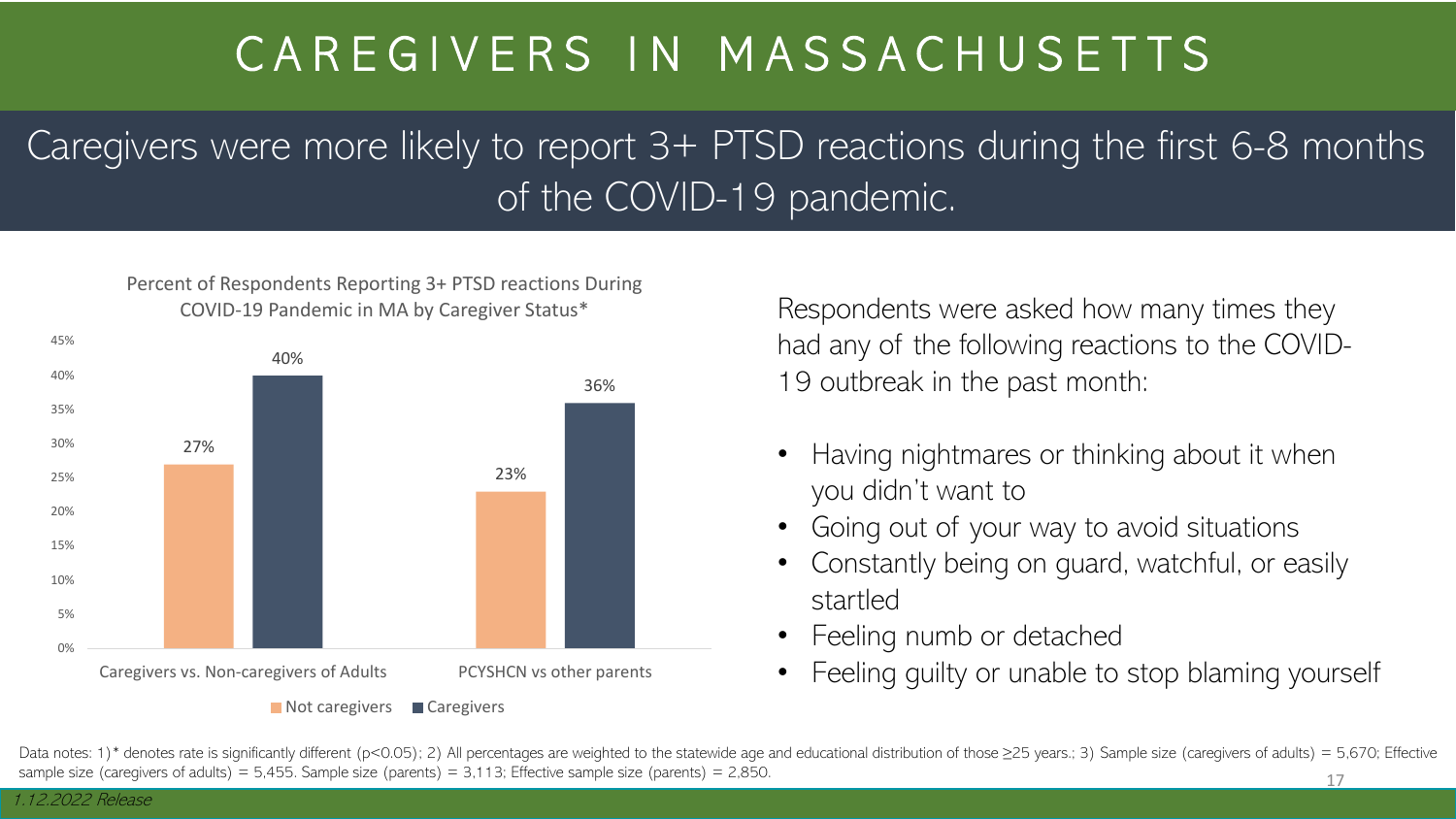# CAREGIVERS IN MASSACHUSETTS

## Caregivers were more likely to report 3+ PTSD reactions during the first 6-8 months of the COVID-19 pandemic.

**Percent of Respondents Reporting 3+ PTSD reactions During COVID-19 Pandemic in MA by Caregiver Status***

| | Not caregivers | Caregivers |
|---|---|---|
| Caregivers vs. Non-caregivers of Adults | 27% | 40% |
| PCYSHCN vs other parents | 23% | 36% |

Respondents were asked how many times they had any of the following reactions to the COVID-19 outbreak in the past month:

- Having nightmares or thinking about it when you didn't want to
- Going out of your way to avoid situations
- Constantly being on guard, watchful, or easily startled
- Feeling numb or detached
- Feeling guilty or unable to stop blaming yourself

Data notes: 1)* denotes rate is significantly different ($p<0.05$); 2) All percentages are weighted to the statewide age and educational distribution of those ≥25 years.; 3) Sample size (caregivers of adults) = 5,670; Effective sample size (caregivers of adults) = 5,455. Sample size (parents) = 3,113; Effective sample size (parents) = 2,850.

*1.12.2022 Release*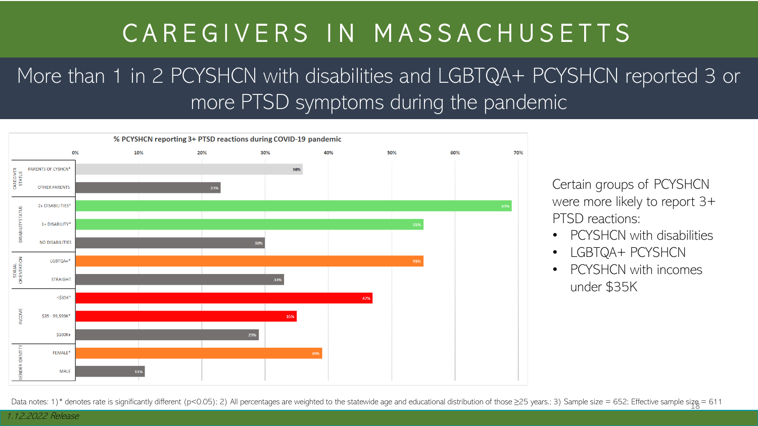# CAREGIVERS IN MASSACHUSETTS

## More than 1 in 2 PCYSHCN with disabilities and LGBTQA+ PCYSHCN reported 3 or more PTSD symptoms during the pandemic

**% PCYSHCN reporting 3+ PTSD reactions during COVID-19 pandemic**

| Category | Group | % |
|---|---|---|
| CAREGIVER STATUS | PARENTS OF CYSHCN* | 36% |
| | OTHER PARENTS | 23% |
| DISABILITY STATUS | 2+ DISABILITIES* | 69% |
| | 1+ DISABILITY* | 55% |
| | NO DISABILITIES | 30% |
| SEXUAL ORIENTATION | LGBTQA+* | 55% |
| | STRAIGHT | 33% |
| INCOME | <$35K* | 47% |
| | $35 - 99,999K* | 35% |
| | $100K+ | 29% |
| GENDER IDENTITY | FEMALE* | 39% |
| | MALE | 11% |

Certain groups of PCYSHCN were more likely to report 3+ PTSD reactions:

- PCYSHCN with disabilities
- LGBTQA+ PCYSHCN
- PCYSHCN with incomes under $35K

Data notes: 1) * denotes rate is significantly different ($p<0.05$); 2) All percentages are weighted to the statewide age and educational distribution of those ≥25 years.; 3) Sample size = 652; Effective sample size = 611

*1.12.2022 Release*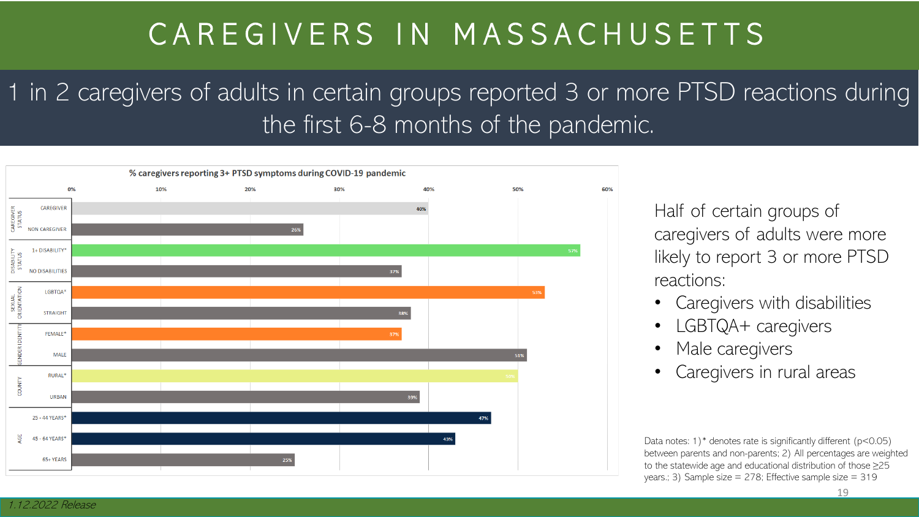# CAREGIVERS IN MASSACHUSETTS

## 1 in 2 caregivers of adults in certain groups reported 3 or more PTSD reactions during the first 6-8 months of the pandemic.

**% caregivers reporting 3+ PTSD symptoms during COVID-19 pandemic**

| Category | Group | % |
|---|---|---|
| Caregiver Status | CAREGIVER | 40% |
| | NON CAREGIVER | 26% |
| Disability Status | 1+ DISABILITY* | 57% |
| | NO DISABILITIES | 37% |
| Sexual Orientation | LGBTQA* | 53% |
| | STRAIGHT | 38% |
| Gender Identity | FEMALE* | 37% |
| | MALE | 51% |
| County | RURAL* | 50% |
| | URBAN | 39% |
| Age | 25 - 44 YEARS* | 47% |
| | 45 - 64 YEARS* | 43% |
| | 65+ YEARS | 25% |

Half of certain groups of caregivers of adults were more likely to report 3 or more PTSD reactions:

- Caregivers with disabilities
- LGBTQA+ caregivers
- Male caregivers
- Caregivers in rural areas

Data notes: 1) * denotes rate is significantly different ($p<0.05$) between parents and non-parents; 2) All percentages are weighted to the statewide age and educational distribution of those ≥25 years.; 3) Sample size = 278; Effective sample size = 319

*1.12.2022 Release*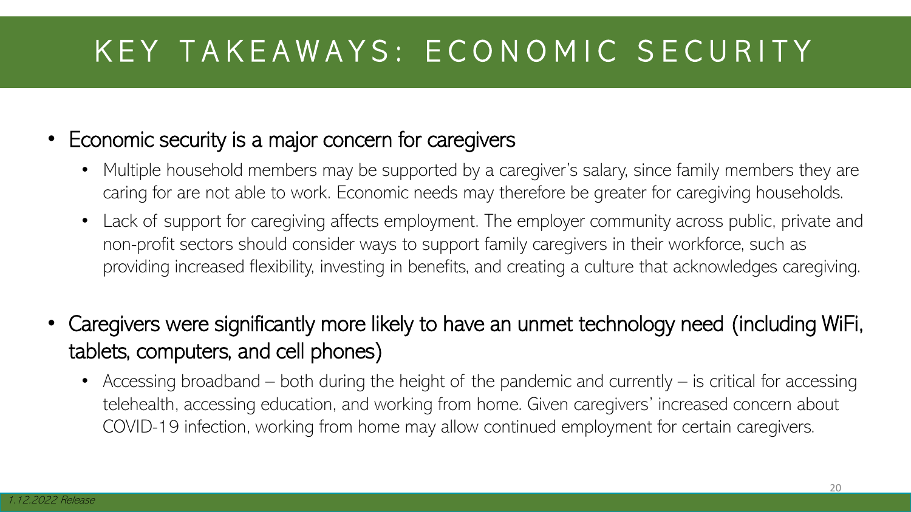# KEY TAKEAWAYS: ECONOMIC SECURITY

- Economic security is a major concern for caregivers
  - Multiple household members may be supported by a caregiver's salary, since family members they are caring for are not able to work. Economic needs may therefore be greater for caregiving households.
  - Lack of support for caregiving affects employment. The employer community across public, private and non-profit sectors should consider ways to support family caregivers in their workforce, such as providing increased flexibility, investing in benefits, and creating a culture that acknowledges caregiving.
- Caregivers were significantly more likely to have an unmet technology need (including WiFi, tablets, computers, and cell phones)
  - Accessing broadband – both during the height of the pandemic and currently – is critical for accessing telehealth, accessing education, and working from home. Given caregivers' increased concern about COVID-19 infection, working from home may allow continued employment for certain caregivers.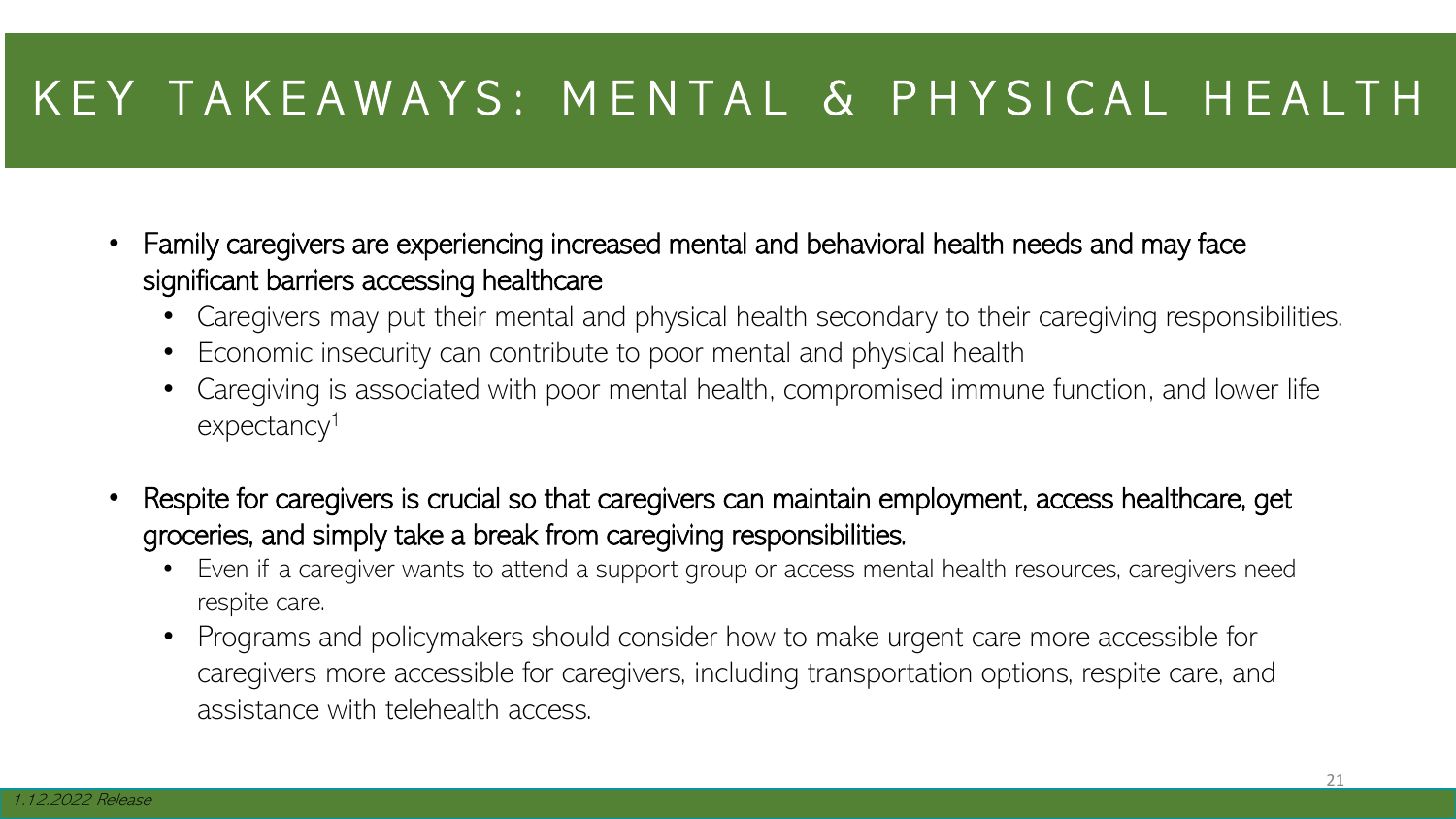# KEY TAKEAWAYS: MENTAL & PHYSICAL HEALTH

- Family caregivers are experiencing increased mental and behavioral health needs and may face significant barriers accessing healthcare
  - Caregivers may put their mental and physical health secondary to their caregiving responsibilities.
  - Economic insecurity can contribute to poor mental and physical health
  - Caregiving is associated with poor mental health, compromised immune function, and lower life expectancy[1]
- Respite for caregivers is crucial so that caregivers can maintain employment, access healthcare, get groceries, and simply take a break from caregiving responsibilities.
  - Even if a caregiver wants to attend a support group or access mental health resources, caregivers need respite care.
  - Programs and policymakers should consider how to make urgent care more accessible for caregivers more accessible for caregivers, including transportation options, respite care, and assistance with telehealth access.

*1.12.2022 Release*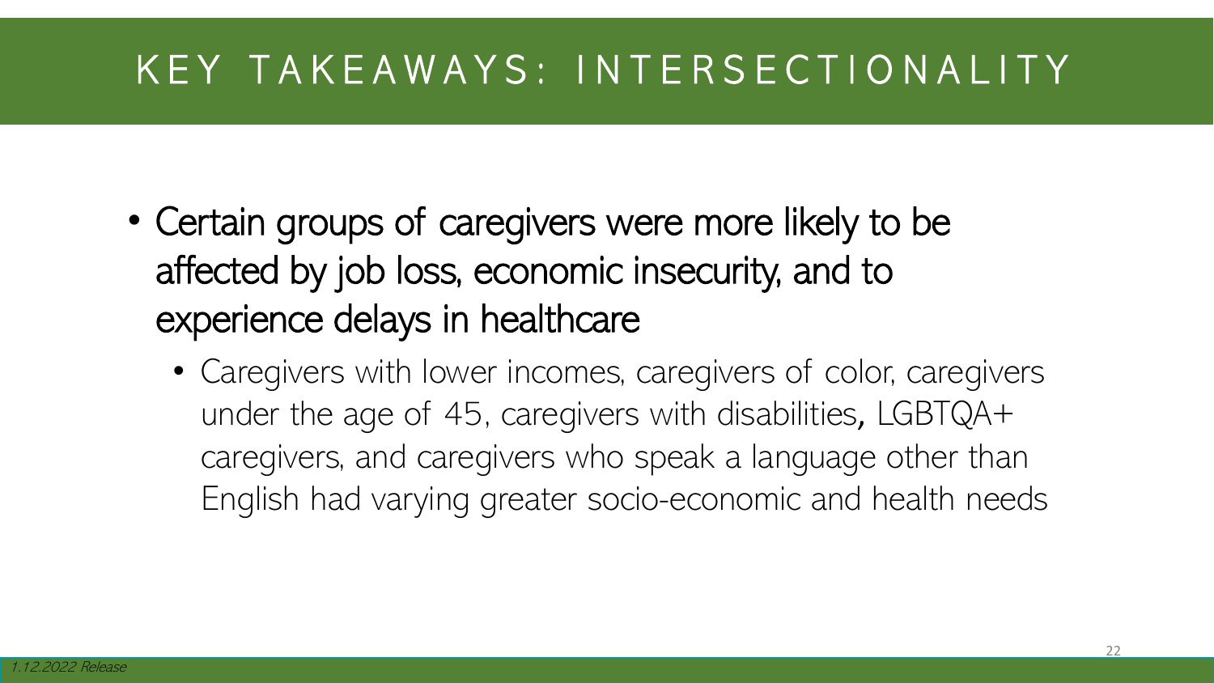# KEY TAKEAWAYS: INTERSECTIONALITY

- Certain groups of caregivers were more likely to be affected by job loss, economic insecurity, and to experience delays in healthcare
  - Caregivers with lower incomes, caregivers of color, caregivers under the age of 45, caregivers with disabilities, LGBTQA+ caregivers, and caregivers who speak a language other than English had varying greater socio-economic and health needs

*1.12.2022 Release*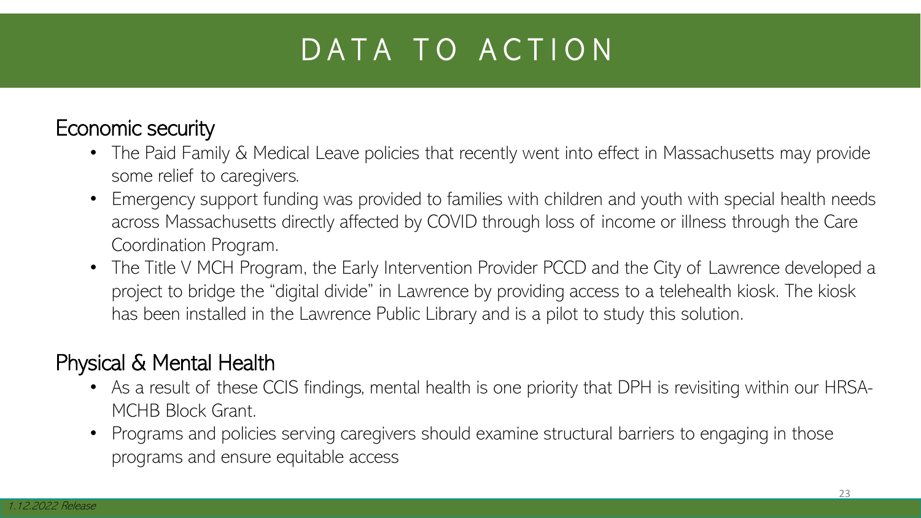# DATA TO ACTION

## Economic security

- The Paid Family & Medical Leave policies that recently went into effect in Massachusetts may provide some relief to caregivers.
- Emergency support funding was provided to families with children and youth with special health needs across Massachusetts directly affected by COVID through loss of income or illness through the Care Coordination Program.
- The Title V MCH Program, the Early Intervention Provider PCCD and the City of Lawrence developed a project to bridge the "digital divide" in Lawrence by providing access to a telehealth kiosk. The kiosk has been installed in the Lawrence Public Library and is a pilot to study this solution.

## Physical & Mental Health

- As a result of these CCIS findings, mental health is one priority that DPH is revisiting within our HRSA-MCHB Block Grant.
- Programs and policies serving caregivers should examine structural barriers to engaging in those programs and ensure equitable access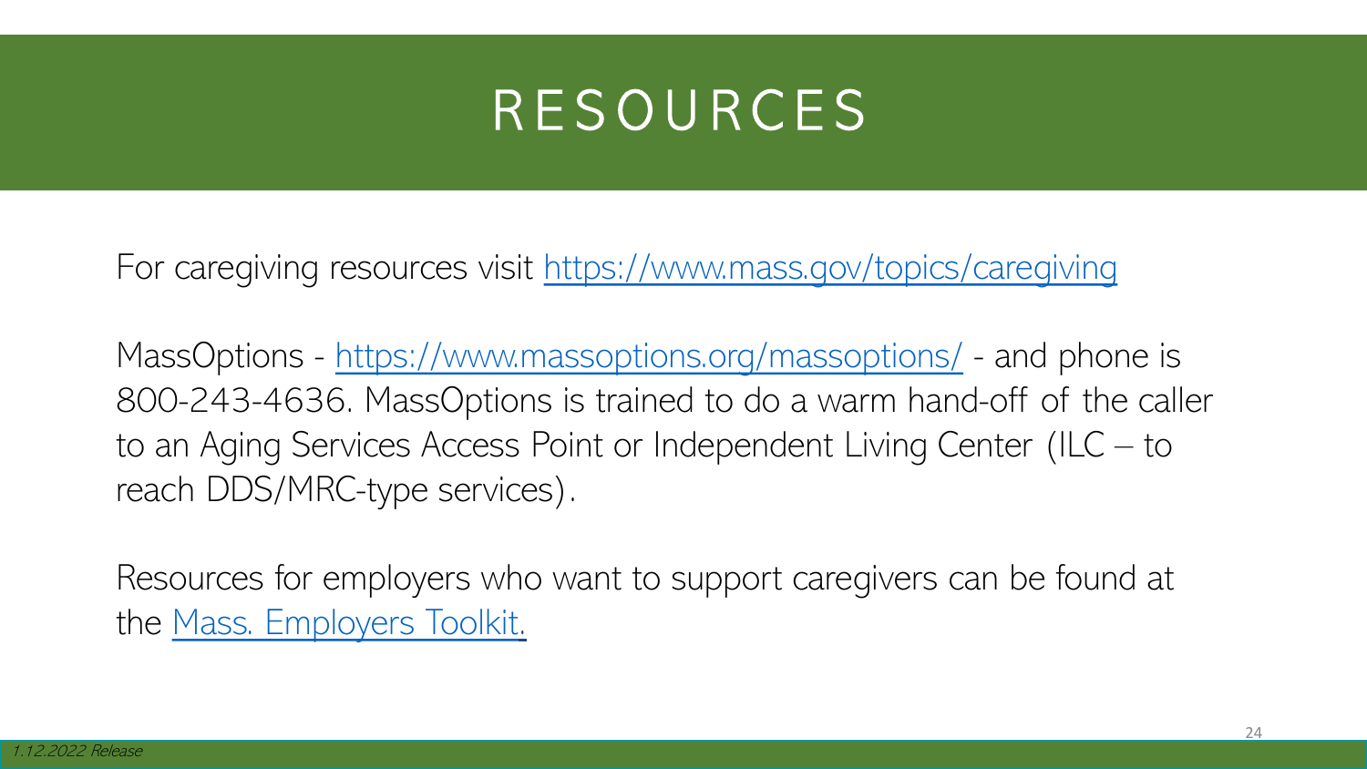# RESOURCES

For caregiving resources visit [https://www.mass.gov/topics/caregiving](https://www.mass.gov/topics/caregiving)

MassOptions - [https://www.massoptions.org/massoptions/](https://www.massoptions.org/massoptions/) - and phone is 800-243-4636. MassOptions is trained to do a warm hand-off of the caller to an Aging Services Access Point or Independent Living Center (ILC – to reach DDS/MRC-type services).

Resources for employers who want to support caregivers can be found at the Mass. Employers Toolkit.